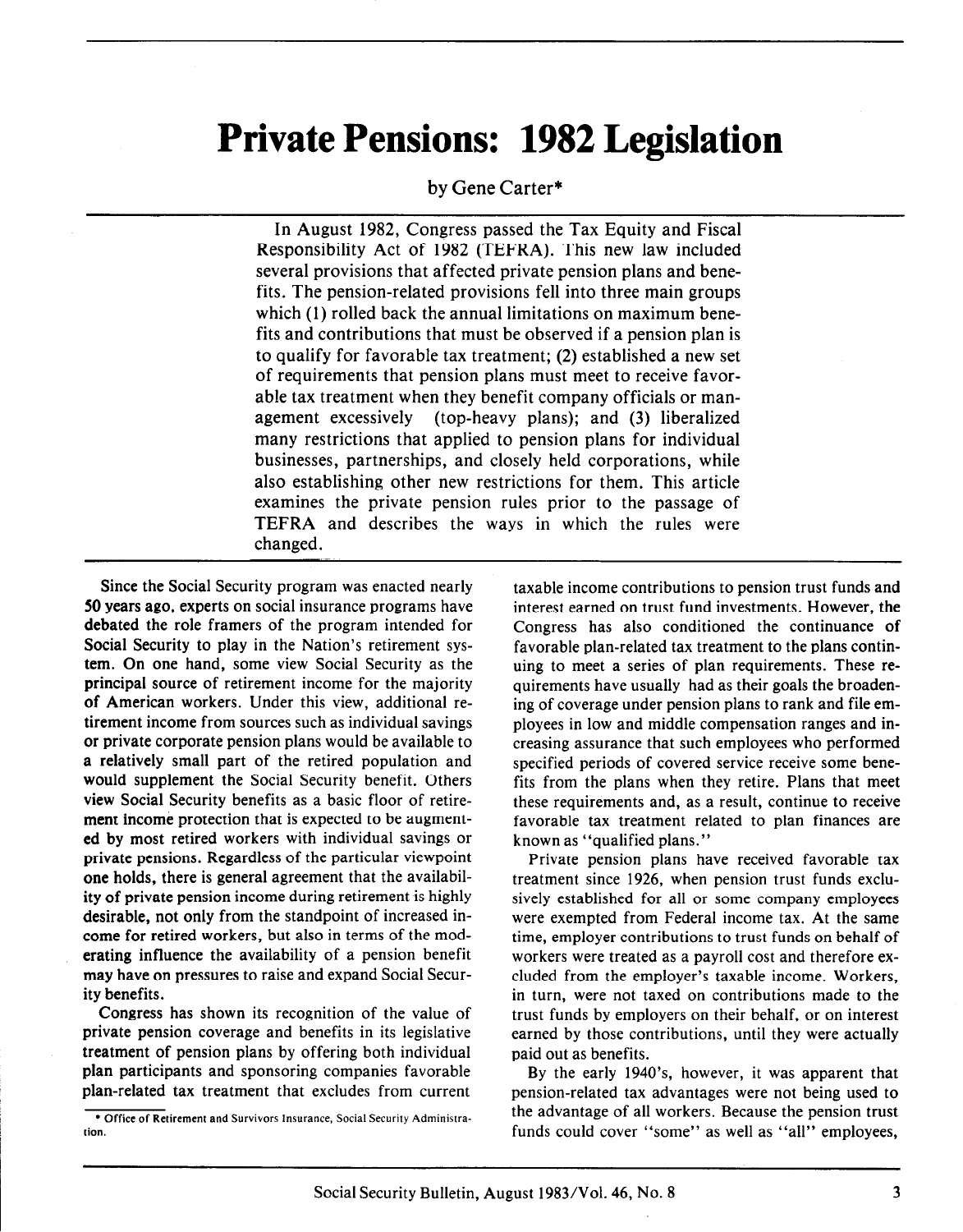# Private Pensions: 1982 Legislation

by Gene Carter*

In August 1982, Congress passed the Tax Equity and Fiscal Responsibility Act of 1982 (TEFRA). This new law included several provisions that affected private pension plans and benefits. The pension-related provisions fell into three main groups which (1) rolled back the annual limitations on maximum benefits and contributions that must be observed if a pension plan is to qualify for favorable tax treatment; (2) established a new set of requirements that pension plans must meet to receive favorable tax treatment when they benefit company officials or management excessively (top-heavy plans); and (3) liberalized many restrictions that applied to pension plans for individual businesses, partnerships, and closely held corporations, while also establishing other new restrictions for them. This article examines the private pension rules prior to the passage of TEFRA and describes the ways in which the rules were changed.

Since the Social Security program was enacted nearly 50 years ago, experts on social insurance programs have debated the role framers of the program intended for Social Security to play in the Nation's retirement system. On one hand, some view Social Security as the principal source of retirement income for the majority of American workers. Under this view, additional retirement income from sources such as individual savings or private corporate pension plans would be available to a relatively small part of the retired population and would supplement the Social Security benefit. Others view Social Security benefits as a basic floor of retirement income protection that is expected to be augmented by most retired workers with individual savings or private pensions. Regardless of the particular viewpoint one holds, there is general agreement that the availability of private pension income during retirement is highly desirable, not only from the standpoint of increased income for retired workers, but also in terms of the moderating influence the availability of a pension benefit may have on pressures to raise and expand Social Security benefits.

Congress has shown its recognition of the value of private pension coverage and benefits in its legislative treatment of pension plans by offering both individual plan participants and sponsoring companies favorable plan-related tax treatment that excludes from current taxable income contributions to pension trust funds and interest earned on trust fund investments. However, the Congress has also conditioned the continuance of favorable plan-related tax treatment to the plans continuing to meet a series of plan requirements. These requirements have usually had as their goals the broadening of coverage under pension plans to rank and file employees in low and middle compensation ranges and increasing assurance that such employees who performed specified periods of covered service receive some benefits from the plans when they retire. Plans that meet these requirements and, as a result, continue to receive favorable tax treatment related to plan finances are known as "qualified plans."

Private pension plans have received favorable tax treatment since 1926, when pension trust funds exclusively established for all or some company employees were exempted from Federal income tax. At the same time, employer contributions to trust funds on behalf of workers were treated as a payroll cost and therefore excluded from the employer's taxable income. Workers, in turn, were not taxed on contributions made to the trust funds by employers on their behalf, or on interest earned by those contributions, until they were actually paid out as benefits.

By the early 1940's, however, it was apparent that pension-related tax advantages were not being used to the advantage of all workers. Because the pension trust funds could cover "some" as well as "all" employees,

* Office of Retirement and Survivors Insurance, Social Security Administration.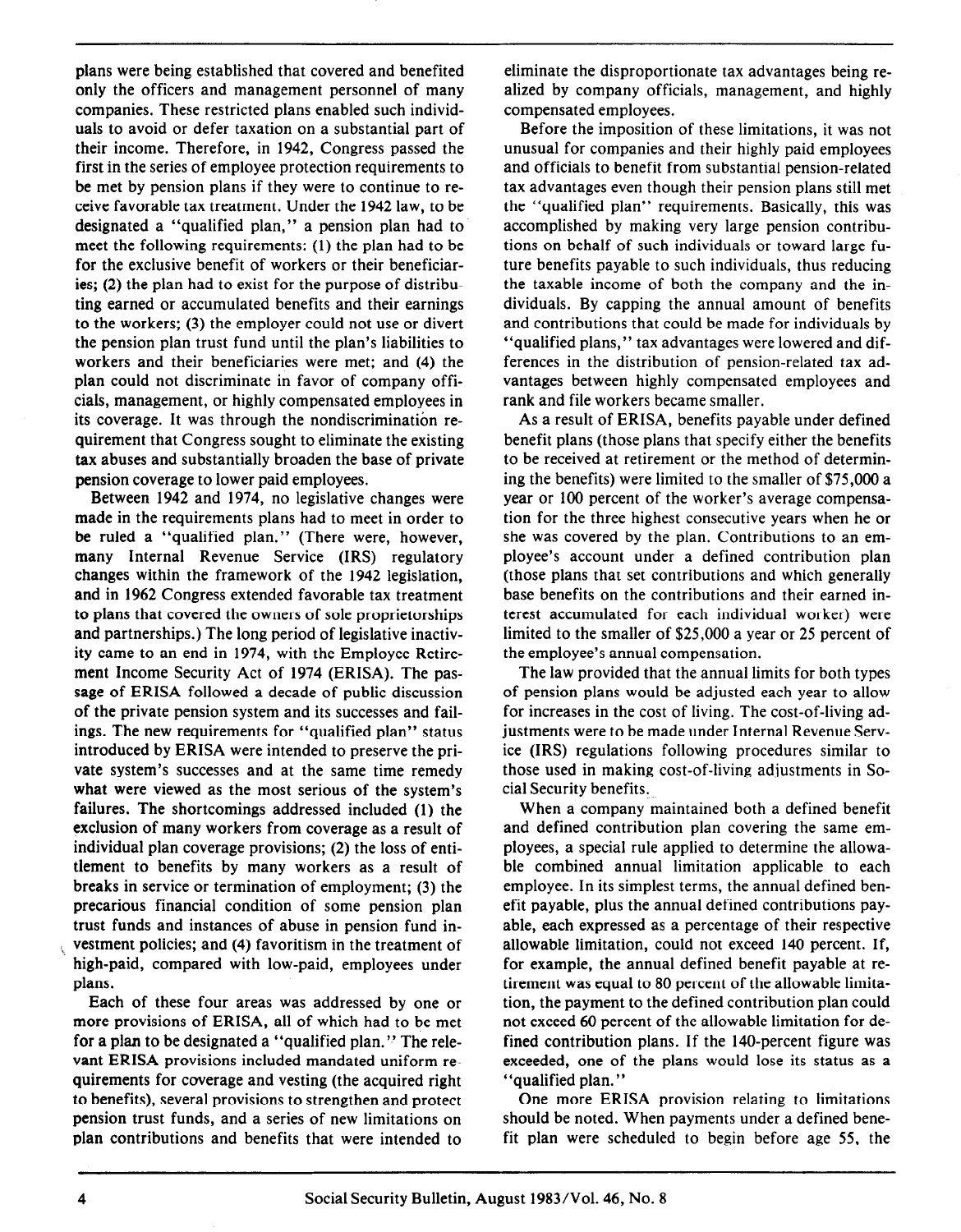plans were being established that covered and benefited only the officers and management personnel of many companies. These restricted plans enabled such individuals to avoid or defer taxation on a substantial part of their income. Therefore, in 1942, Congress passed the first in the series of employee protection requirements to be met by pension plans if they were to continue to receive favorable tax treatment. Under the 1942 law, to be designated a "qualified plan," a pension plan had to meet the following requirements: (1) the plan had to be for the exclusive benefit of workers or their beneficiaries; (2) the plan had to exist for the purpose of distributing earned or accumulated benefits and their earnings to the workers; (3) the employer could not use or divert the pension plan trust fund until the plan's liabilities to workers and their beneficiaries were met; and (4) the plan could not discriminate in favor of company officials, management, or highly compensated employees in its coverage. It was through the nondiscrimination requirement that Congress sought to eliminate the existing tax abuses and substantially broaden the base of private pension coverage to lower paid employees.

Between 1942 and 1974, no legislative changes were made in the requirements plans had to meet in order to be ruled a "qualified plan." (There were, however, many Internal Revenue Service (IRS) regulatory changes within the framework of the 1942 legislation, and in 1962 Congress extended favorable tax treatment to plans that covered the owners of sole proprietorships and partnerships.) The long period of legislative inactivity came to an end in 1974, with the Employee Retirement Income Security Act of 1974 (ERISA). The passage of ERISA followed a decade of public discussion of the private pension system and its successes and failings. The new requirements for "qualified plan" status introduced by ERISA were intended to preserve the private system's successes and at the same time remedy what were viewed as the most serious of the system's failures. The shortcomings addressed included (1) the exclusion of many workers from coverage as a result of individual plan coverage provisions; (2) the loss of entitlement to benefits by many workers as a result of breaks in service or termination of employment; (3) the precarious financial condition of some pension plan trust funds and instances of abuse in pension fund investment policies; and (4) favoritism in the treatment of high-paid, compared with low-paid, employees under plans.

Each of these four areas was addressed by one or more provisions of ERISA, all of which had to be met for a plan to be designated a "qualified plan." The relevant ERISA provisions included mandated uniform requirements for coverage and vesting (the acquired right to benefits), several provisions to strengthen and protect pension trust funds, and a series of new limitations on plan contributions and benefits that were intended to eliminate the disproportionate tax advantages being realized by company officials, management, and highly compensated employees.

Before the imposition of these limitations, it was not unusual for companies and their highly paid employees and officials to benefit from substantial pension-related tax advantages even though their pension plans still met the "qualified plan" requirements. Basically, this was accomplished by making very large pension contributions on behalf of such individuals or toward large future benefits payable to such individuals, thus reducing the taxable income of both the company and the individuals. By capping the annual amount of benefits and contributions that could be made for individuals by "qualified plans," tax advantages were lowered and differences in the distribution of pension-related tax advantages between highly compensated employees and rank and file workers became smaller.

As a result of ERISA, benefits payable under defined benefit plans (those plans that specify either the benefits to be received at retirement or the method of determining the benefits) were limited to the smaller of $75,000 a year or 100 percent of the worker's average compensation for the three highest consecutive years when he or she was covered by the plan. Contributions to an employee's account under a defined contribution plan (those plans that set contributions and which generally base benefits on the contributions and their earned interest accumulated for each individual worker) were limited to the smaller of $25,000 a year or 25 percent of the employee's annual compensation.

The law provided that the annual limits for both types of pension plans would be adjusted each year to allow for increases in the cost of living. The cost-of-living adjustments were to be made under Internal Revenue Service (IRS) regulations following procedures similar to those used in making cost-of-living adjustments in Social Security benefits.

When a company maintained both a defined benefit and defined contribution plan covering the same employees, a special rule applied to determine the allowable combined annual limitation applicable to each employee. In its simplest terms, the annual defined benefit payable, plus the annual defined contributions payable, each expressed as a percentage of their respective allowable limitation, could not exceed 140 percent. If, for example, the annual defined benefit payable at retirement was equal to 80 percent of the allowable limitation, the payment to the defined contribution plan could not exceed 60 percent of the allowable limitation for defined contribution plans. If the 140-percent figure was exceeded, one of the plans would lose its status as a "qualified plan."

One more ERISA provision relating to limitations should be noted. When payments under a defined benefit plan were scheduled to begin before age 55, the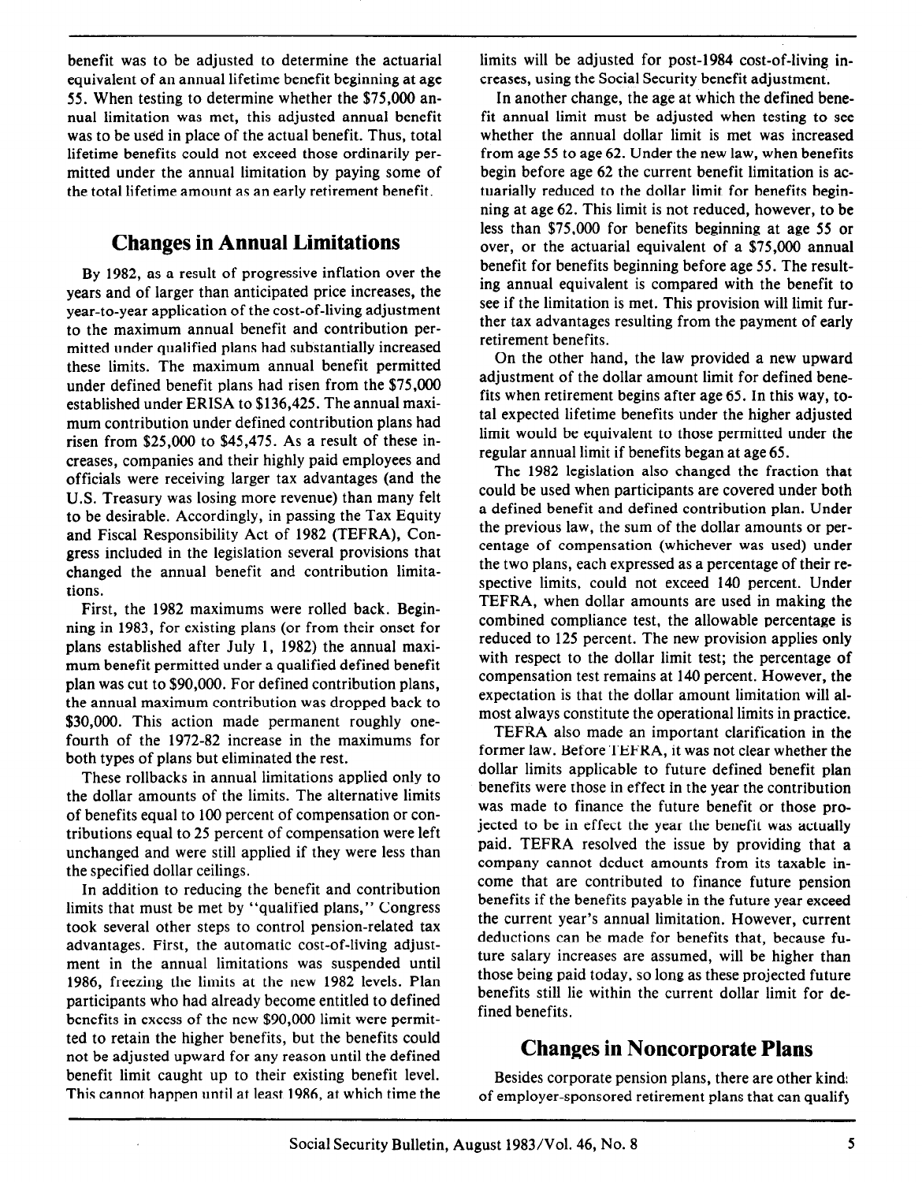benefit was to be adjusted to determine the actuarial equivalent of an annual lifetime benefit beginning at age 55. When testing to determine whether the $75,000 annual limitation was met, this adjusted annual benefit was to be used in place of the actual benefit. Thus, total lifetime benefits could not exceed those ordinarily permitted under the annual limitation by paying some of the total lifetime amount as an early retirement benefit.

## Changes in Annual Limitations

By 1982, as a result of progressive inflation over the years and of larger than anticipated price increases, the year-to-year application of the cost-of-living adjustment to the maximum annual benefit and contribution permitted under qualified plans had substantially increased these limits. The maximum annual benefit permitted under defined benefit plans had risen from the $75,000 established under ERISA to $136,425. The annual maximum contribution under defined contribution plans had risen from $25,000 to $45,475. As a result of these increases, companies and their highly paid employees and officials were receiving larger tax advantages (and the U.S. Treasury was losing more revenue) than many felt to be desirable. Accordingly, in passing the Tax Equity and Fiscal Responsibility Act of 1982 (TEFRA), Congress included in the legislation several provisions that changed the annual benefit and contribution limitations.

First, the 1982 maximums were rolled back. Beginning in 1983, for existing plans (or from their onset for plans established after July 1, 1982) the annual maximum benefit permitted under a qualified defined benefit plan was cut to $90,000. For defined contribution plans, the annual maximum contribution was dropped back to $30,000. This action made permanent roughly one-fourth of the 1972-82 increase in the maximums for both types of plans but eliminated the rest.

These rollbacks in annual limitations applied only to the dollar amounts of the limits. The alternative limits of benefits equal to 100 percent of compensation or contributions equal to 25 percent of compensation were left unchanged and were still applied if they were less than the specified dollar ceilings.

In addition to reducing the benefit and contribution limits that must be met by "qualified plans," Congress took several other steps to control pension-related tax advantages. First, the automatic cost-of-living adjustment in the annual limitations was suspended until 1986, freezing the limits at the new 1982 levels. Plan participants who had already become entitled to defined benefits in excess of the new $90,000 limit were permitted to retain the higher benefits, but the benefits could not be adjusted upward for any reason until the defined benefit limit caught up to their existing benefit level. This cannot happen until at least 1986, at which time the limits will be adjusted for post-1984 cost-of-living increases, using the Social Security benefit adjustment.

In another change, the age at which the defined benefit annual limit must be adjusted when testing to see whether the annual dollar limit is met was increased from age 55 to age 62. Under the new law, when benefits begin before age 62 the current benefit limitation is actuarially reduced to the dollar limit for benefits beginning at age 62. This limit is not reduced, however, to be less than $75,000 for benefits beginning at age 55 or over, or the actuarial equivalent of a $75,000 annual benefit for benefits beginning before age 55. The resulting annual equivalent is compared with the benefit to see if the limitation is met. This provision will limit further tax advantages resulting from the payment of early retirement benefits.

On the other hand, the law provided a new upward adjustment of the dollar amount limit for defined benefits when retirement begins after age 65. In this way, total expected lifetime benefits under the higher adjusted limit would be equivalent to those permitted under the regular annual limit if benefits began at age 65.

The 1982 legislation also changed the fraction that could be used when participants are covered under both a defined benefit and defined contribution plan. Under the previous law, the sum of the dollar amounts or percentage of compensation (whichever was used) under the two plans, each expressed as a percentage of their respective limits, could not exceed 140 percent. Under TEFRA, when dollar amounts are used in making the combined compliance test, the allowable percentage is reduced to 125 percent. The new provision applies only with respect to the dollar limit test; the percentage of compensation test remains at 140 percent. However, the expectation is that the dollar amount limitation will almost always constitute the operational limits in practice.

TEFRA also made an important clarification in the former law. Before TEFRA, it was not clear whether the dollar limits applicable to future defined benefit plan benefits were those in effect in the year the contribution was made to finance the future benefit or those projected to be in effect the year the benefit was actually paid. TEFRA resolved the issue by providing that a company cannot deduct amounts from its taxable income that are contributed to finance future pension benefits if the benefits payable in the future year exceed the current year's annual limitation. However, current deductions can be made for benefits that, because future salary increases are assumed, will be higher than those being paid today, so long as these projected future benefits still lie within the current dollar limit for defined benefits.

## Changes in Noncorporate Plans

Besides corporate pension plans, there are other kinds of employer-sponsored retirement plans that can qualify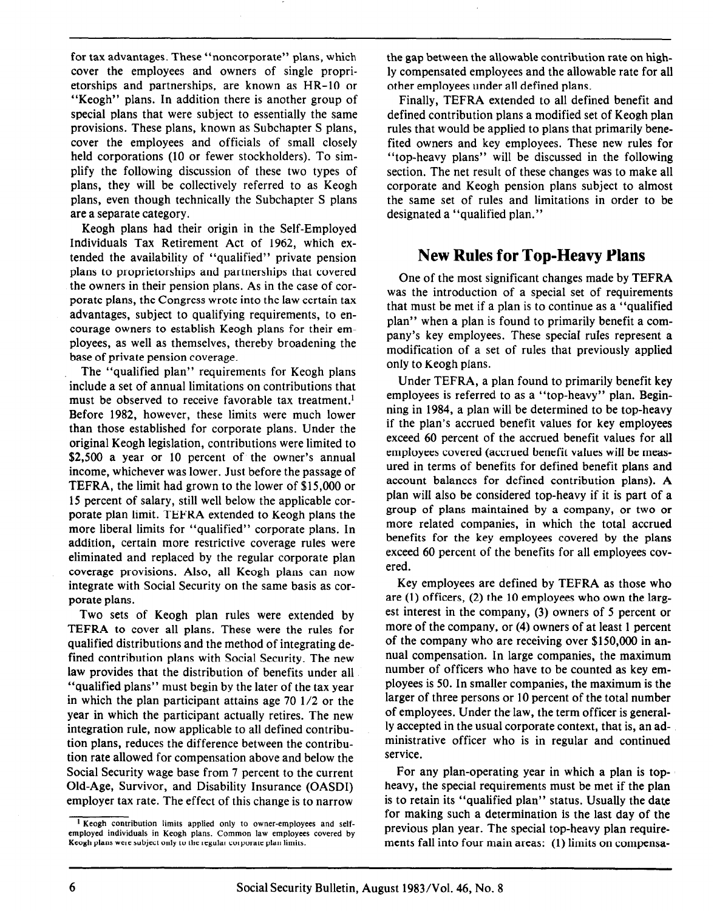for tax advantages. These "noncorporate" plans, which cover the employees and owners of single proprietorships and partnerships, are known as HR-10 or "Keogh" plans. In addition there is another group of special plans that were subject to essentially the same provisions. These plans, known as Subchapter S plans, cover the employees and officials of small closely held corporations (10 or fewer stockholders). To simplify the following discussion of these two types of plans, they will be collectively referred to as Keogh plans, even though technically the Subchapter S plans are a separate category.

Keogh plans had their origin in the Self-Employed Individuals Tax Retirement Act of 1962, which extended the availability of "qualified" private pension plans to proprietorships and partnerships that covered the owners in their pension plans. As in the case of corporate plans, the Congress wrote into the law certain tax advantages, subject to qualifying requirements, to encourage owners to establish Keogh plans for their employees, as well as themselves, thereby broadening the base of private pension coverage.

The "qualified plan" requirements for Keogh plans include a set of annual limitations on contributions that must be observed to receive favorable tax treatment.[1] Before 1982, however, these limits were much lower than those established for corporate plans. Under the original Keogh legislation, contributions were limited to $2,500 a year or 10 percent of the owner's annual income, whichever was lower. Just before the passage of TEFRA, the limit had grown to the lower of $15,000 or 15 percent of salary, still well below the applicable corporate plan limit. TEFRA extended to Keogh plans the more liberal limits for "qualified" corporate plans. In addition, certain more restrictive coverage rules were eliminated and replaced by the regular corporate plan coverage provisions. Also, all Keogh plans can now integrate with Social Security on the same basis as corporate plans.

Two sets of Keogh plan rules were extended by TEFRA to cover all plans. These were the rules for qualified distributions and the method of integrating defined contribution plans with Social Security. The new law provides that the distribution of benefits under all "qualified plans" must begin by the later of the tax year in which the plan participant attains age 70 1/2 or the year in which the participant actually retires. The new integration rule, now applicable to all defined contribution plans, reduces the difference between the contribution rate allowed for compensation above and below the Social Security wage base from 7 percent to the current Old-Age, Survivor, and Disability Insurance (OASDI) employer tax rate. The effect of this change is to narrow the gap between the allowable contribution rate on highly compensated employees and the allowable rate for all other employees under all defined plans.

Finally, TEFRA extended to all defined benefit and defined contribution plans a modified set of Keogh plan rules that would be applied to plans that primarily benefited owners and key employees. These new rules for "top-heavy plans" will be discussed in the following section. The net result of these changes was to make all corporate and Keogh pension plans subject to almost the same set of rules and limitations in order to be designated a "qualified plan."

[1] Keogh contribution limits applied only to owner-employees and self-employed individuals in Keogh plans. Common law employees covered by Keogh plans were subject only to the regular corporate plan limits.

## New Rules for Top-Heavy Plans

One of the most significant changes made by TEFRA was the introduction of a special set of requirements that must be met if a plan is to continue as a "qualified plan" when a plan is found to primarily benefit a company's key employees. These special rules represent a modification of a set of rules that previously applied only to Keogh plans.

Under TEFRA, a plan found to primarily benefit key employees is referred to as a "top-heavy" plan. Beginning in 1984, a plan will be determined to be top-heavy if the plan's accrued benefit values for key employees exceed 60 percent of the accrued benefit values for all employees covered (accrued benefit values will be measured in terms of benefits for defined benefit plans and account balances for defined contribution plans). A plan will also be considered top-heavy if it is part of a group of plans maintained by a company, or two or more related companies, in which the total accrued benefits for the key employees covered by the plans exceed 60 percent of the benefits for all employees covered.

Key employees are defined by TEFRA as those who are (1) officers, (2) the 10 employees who own the largest interest in the company, (3) owners of 5 percent or more of the company, or (4) owners of at least 1 percent of the company who are receiving over $150,000 in annual compensation. In large companies, the maximum number of officers who have to be counted as key employees is 50. In smaller companies, the maximum is the larger of three persons or 10 percent of the total number of employees. Under the law, the term officer is generally accepted in the usual corporate context, that is, an administrative officer who is in regular and continued service.

For any plan-operating year in which a plan is top-heavy, the special requirements must be met if the plan is to retain its "qualified plan" status. Usually the date for making such a determination is the last day of the previous plan year. The special top-heavy plan requirements fall into four main areas: (1) limits on compensa-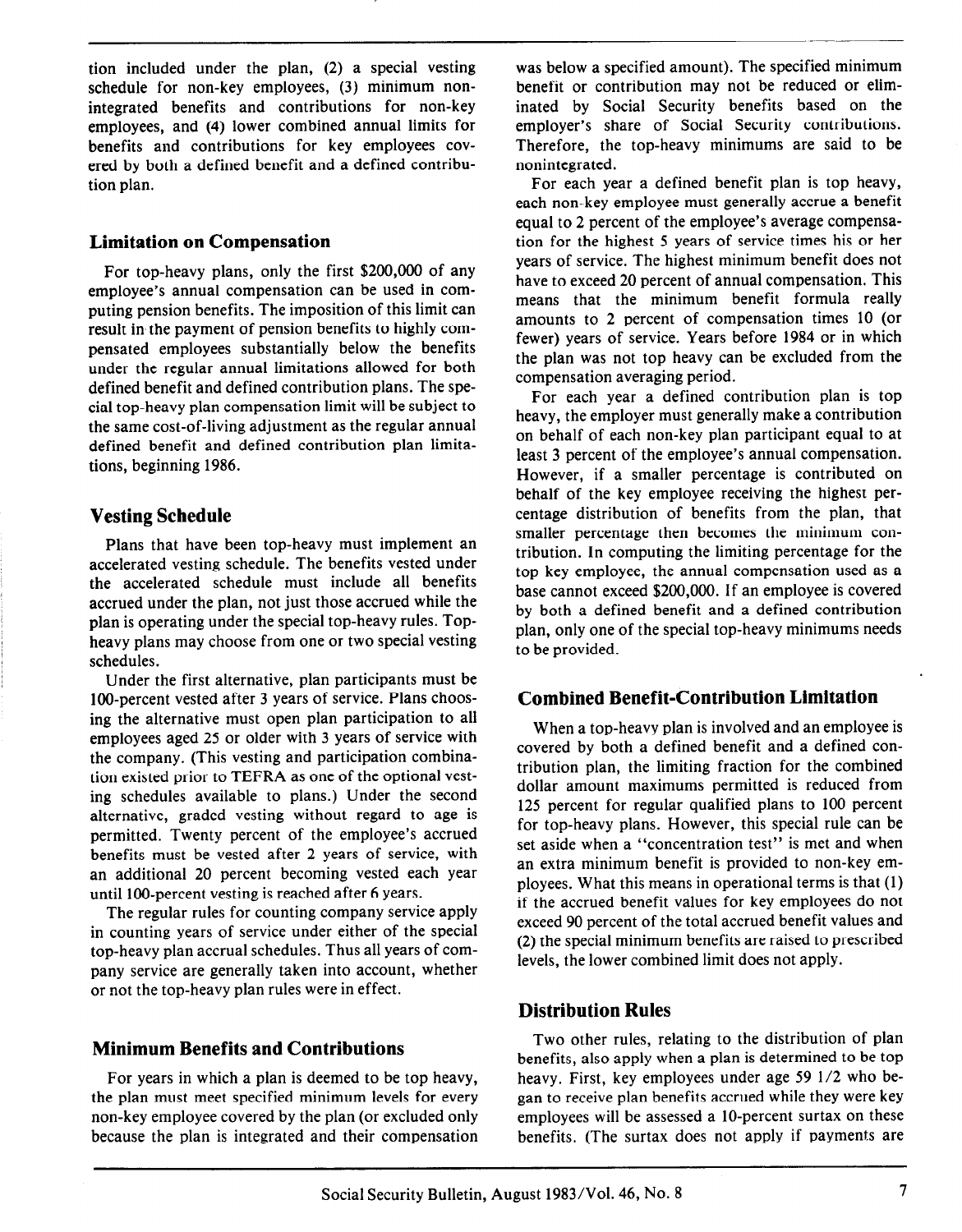tion included under the plan, (2) a special vesting schedule for non-key employees, (3) minimum non-integrated benefits and contributions for non-key employees, and (4) lower combined annual limits for benefits and contributions for key employees covered by both a defined benefit and a defined contribution plan.

### Limitation on Compensation

For top-heavy plans, only the first $200,000 of any employee's annual compensation can be used in computing pension benefits. The imposition of this limit can result in the payment of pension benefits to highly compensated employees substantially below the benefits under the regular annual limitations allowed for both defined benefit and defined contribution plans. The special top-heavy plan compensation limit will be subject to the same cost-of-living adjustment as the regular annual defined benefit and defined contribution plan limitations, beginning 1986.

### Vesting Schedule

Plans that have been top-heavy must implement an accelerated vesting schedule. The benefits vested under the accelerated schedule must include all benefits accrued under the plan, not just those accrued while the plan is operating under the special top-heavy rules. Top-heavy plans may choose from one or two special vesting schedules.

Under the first alternative, plan participants must be 100-percent vested after 3 years of service. Plans choosing the alternative must open plan participation to all employees aged 25 or older with 3 years of service with the company. (This vesting and participation combination existed prior to TEFRA as one of the optional vesting schedules available to plans.) Under the second alternative, graded vesting without regard to age is permitted. Twenty percent of the employee's accrued benefits must be vested after 2 years of service, with an additional 20 percent becoming vested each year until 100-percent vesting is reached after 6 years.

The regular rules for counting company service apply in counting years of service under either of the special top-heavy plan accrual schedules. Thus all years of company service are generally taken into account, whether or not the top-heavy plan rules were in effect.

### Minimum Benefits and Contributions

For years in which a plan is deemed to be top heavy, the plan must meet specified minimum levels for every non-key employee covered by the plan (or excluded only because the plan is integrated and their compensation was below a specified amount). The specified minimum benefit or contribution may not be reduced or eliminated by Social Security benefits based on the employer's share of Social Security contributions. Therefore, the top-heavy minimums are said to be nonintegrated.

For each year a defined benefit plan is top heavy, each non-key employee must generally accrue a benefit equal to 2 percent of the employee's average compensation for the highest 5 years of service times his or her years of service. The highest minimum benefit does not have to exceed 20 percent of annual compensation. This means that the minimum benefit formula really amounts to 2 percent of compensation times 10 (or fewer) years of service. Years before 1984 or in which the plan was not top heavy can be excluded from the compensation averaging period.

For each year a defined contribution plan is top heavy, the employer must generally make a contribution on behalf of each non-key plan participant equal to at least 3 percent of the employee's annual compensation. However, if a smaller percentage is contributed on behalf of the key employee receiving the highest percentage distribution of benefits from the plan, that smaller percentage then becomes the minimum contribution. In computing the limiting percentage for the top key employee, the annual compensation used as a base cannot exceed $200,000. If an employee is covered by both a defined benefit and a defined contribution plan, only one of the special top-heavy minimums needs to be provided.

### Combined Benefit-Contribution Limitation

When a top-heavy plan is involved and an employee is covered by both a defined benefit and a defined contribution plan, the limiting fraction for the combined dollar amount maximums permitted is reduced from 125 percent for regular qualified plans to 100 percent for top-heavy plans. However, this special rule can be set aside when a "concentration test" is met and when an extra minimum benefit is provided to non-key employees. What this means in operational terms is that (1) if the accrued benefit values for key employees do not exceed 90 percent of the total accrued benefit values and (2) the special minimum benefits are raised to prescribed levels, the lower combined limit does not apply.

### Distribution Rules

Two other rules, relating to the distribution of plan benefits, also apply when a plan is determined to be top heavy. First, key employees under age 59 1/2 who began to receive plan benefits accrued while they were key employees will be assessed a 10-percent surtax on these benefits. (The surtax does not apply if payments are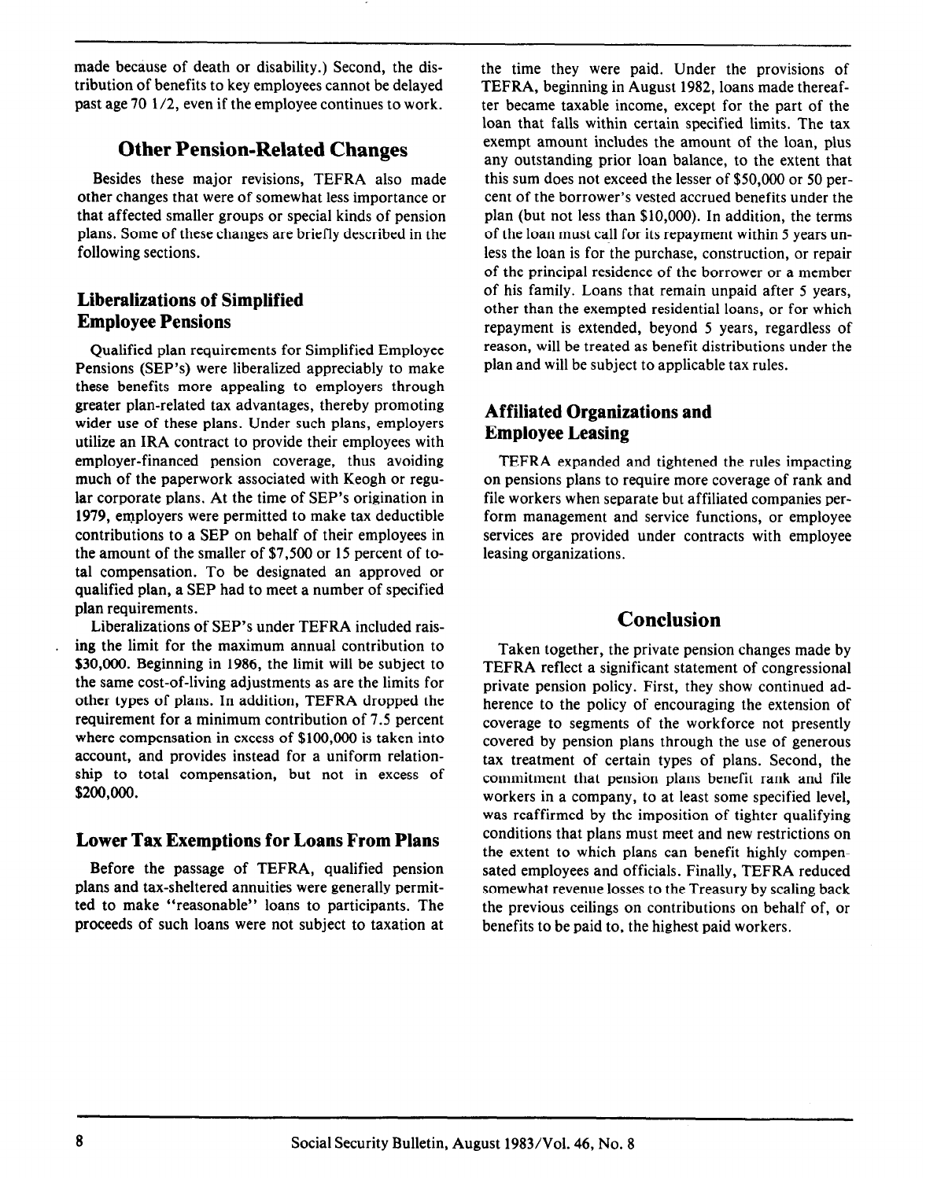made because of death or disability.) Second, the distribution of benefits to key employees cannot be delayed past age 70 1/2, even if the employee continues to work.

## Other Pension-Related Changes

Besides these major revisions, TEFRA also made other changes that were of somewhat less importance or that affected smaller groups or special kinds of pension plans. Some of these changes are briefly described in the following sections.

### Liberalizations of Simplified Employee Pensions

Qualified plan requirements for Simplified Employee Pensions (SEP's) were liberalized appreciably to make these benefits more appealing to employers through greater plan-related tax advantages, thereby promoting wider use of these plans. Under such plans, employers utilize an IRA contract to provide their employees with employer-financed pension coverage, thus avoiding much of the paperwork associated with Keogh or regular corporate plans. At the time of SEP's origination in 1979, employers were permitted to make tax deductible contributions to a SEP on behalf of their employees in the amount of the smaller of $7,500 or 15 percent of total compensation. To be designated an approved or qualified plan, a SEP had to meet a number of specified plan requirements.

Liberalizations of SEP's under TEFRA included raising the limit for the maximum annual contribution to $30,000. Beginning in 1986, the limit will be subject to the same cost-of-living adjustments as are the limits for other types of plans. In addition, TEFRA dropped the requirement for a minimum contribution of 7.5 percent where compensation in excess of $100,000 is taken into account, and provides instead for a uniform relationship to total compensation, but not in excess of $200,000.

### Lower Tax Exemptions for Loans From Plans

Before the passage of TEFRA, qualified pension plans and tax-sheltered annuities were generally permitted to make "reasonable" loans to participants. The proceeds of such loans were not subject to taxation at the time they were paid. Under the provisions of TEFRA, beginning in August 1982, loans made thereafter became taxable income, except for the part of the loan that falls within certain specified limits. The tax exempt amount includes the amount of the loan, plus any outstanding prior loan balance, to the extent that this sum does not exceed the lesser of $50,000 or 50 percent of the borrower's vested accrued benefits under the plan (but not less than $10,000). In addition, the terms of the loan must call for its repayment within 5 years unless the loan is for the purchase, construction, or repair of the principal residence of the borrower or a member of his family. Loans that remain unpaid after 5 years, other than the exempted residential loans, or for which repayment is extended, beyond 5 years, regardless of reason, will be treated as benefit distributions under the plan and will be subject to applicable tax rules.

### Affiliated Organizations and Employee Leasing

TEFRA expanded and tightened the rules impacting on pensions plans to require more coverage of rank and file workers when separate but affiliated companies perform management and service functions, or employee services are provided under contracts with employee leasing organizations.

## Conclusion

Taken together, the private pension changes made by TEFRA reflect a significant statement of congressional private pension policy. First, they show continued adherence to the policy of encouraging the extension of coverage to segments of the workforce not presently covered by pension plans through the use of generous tax treatment of certain types of plans. Second, the commitment that pension plans benefit rank and file workers in a company, to at least some specified level, was reaffirmed by the imposition of tighter qualifying conditions that plans must meet and new restrictions on the extent to which plans can benefit highly compensated employees and officials. Finally, TEFRA reduced somewhat revenue losses to the Treasury by scaling back the previous ceilings on contributions on behalf of, or benefits to be paid to, the highest paid workers.